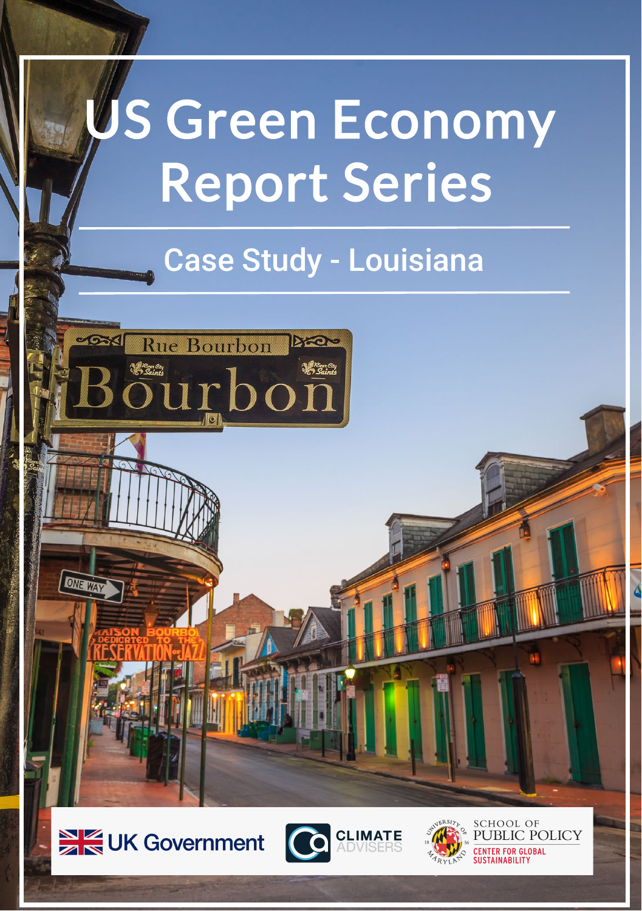# US Green Economy Report Series

## Case Study - Louisiana

UK Government

CLIMATE ADVISERS

SCHOOL OF PUBLIC POLICY
CENTER FOR GLOBAL SUSTAINABILITY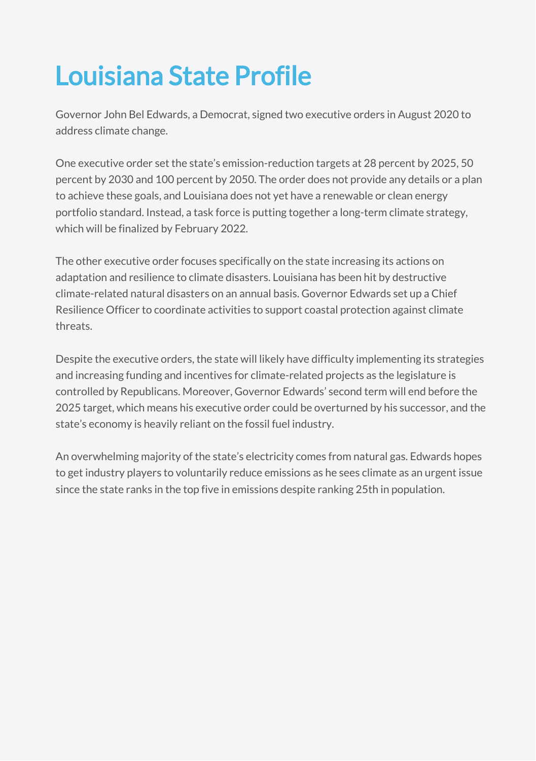# Louisiana State Profile

Governor John Bel Edwards, a Democrat, signed two executive orders in August 2020 to address climate change.

One executive order set the state's emission-reduction targets at 28 percent by 2025, 50 percent by 2030 and 100 percent by 2050. The order does not provide any details or a plan to achieve these goals, and Louisiana does not yet have a renewable or clean energy portfolio standard. Instead, a task force is putting together a long-term climate strategy, which will be finalized by February 2022.

The other executive order focuses specifically on the state increasing its actions on adaptation and resilience to climate disasters. Louisiana has been hit by destructive climate-related natural disasters on an annual basis. Governor Edwards set up a Chief Resilience Officer to coordinate activities to support coastal protection against climate threats.

Despite the executive orders, the state will likely have difficulty implementing its strategies and increasing funding and incentives for climate-related projects as the legislature is controlled by Republicans. Moreover, Governor Edwards' second term will end before the 2025 target, which means his executive order could be overturned by his successor, and the state's economy is heavily reliant on the fossil fuel industry.

An overwhelming majority of the state's electricity comes from natural gas. Edwards hopes to get industry players to voluntarily reduce emissions as he sees climate as an urgent issue since the state ranks in the top five in emissions despite ranking 25th in population.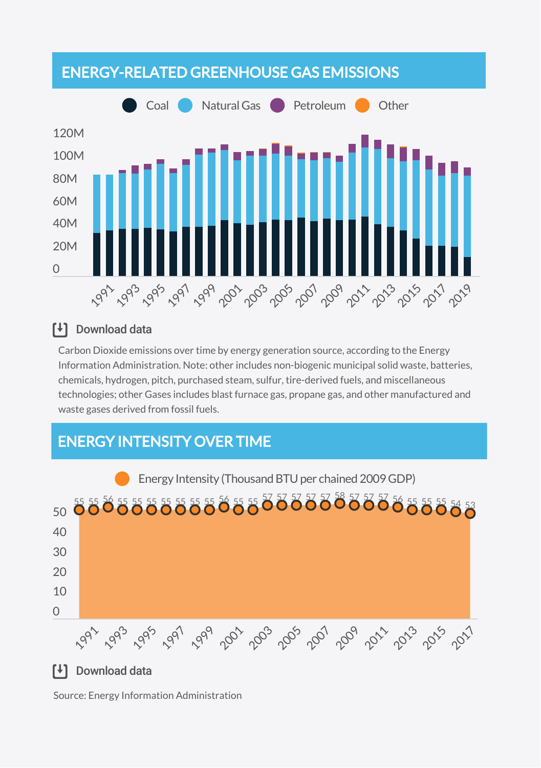## ENERGY-RELATED GREENHOUSE GAS EMISSIONS

Coal · Natural Gas · Petroleum · Other

Download data

Carbon Dioxide emissions over time by energy generation source, according to the Energy Information Administration. Note: other includes non-biogenic municipal solid waste, batteries, chemicals, hydrogen, pitch, purchased steam, sulfur, tire-derived fuels, and miscellaneous technologies; other Gases includes blast furnace gas, propane gas, and other manufactured and waste gases derived from fossil fuels.

## ENERGY INTENSITY OVER TIME

Energy Intensity (Thousand BTU per chained 2009 GDP)

Download data

Source: Energy Information Administration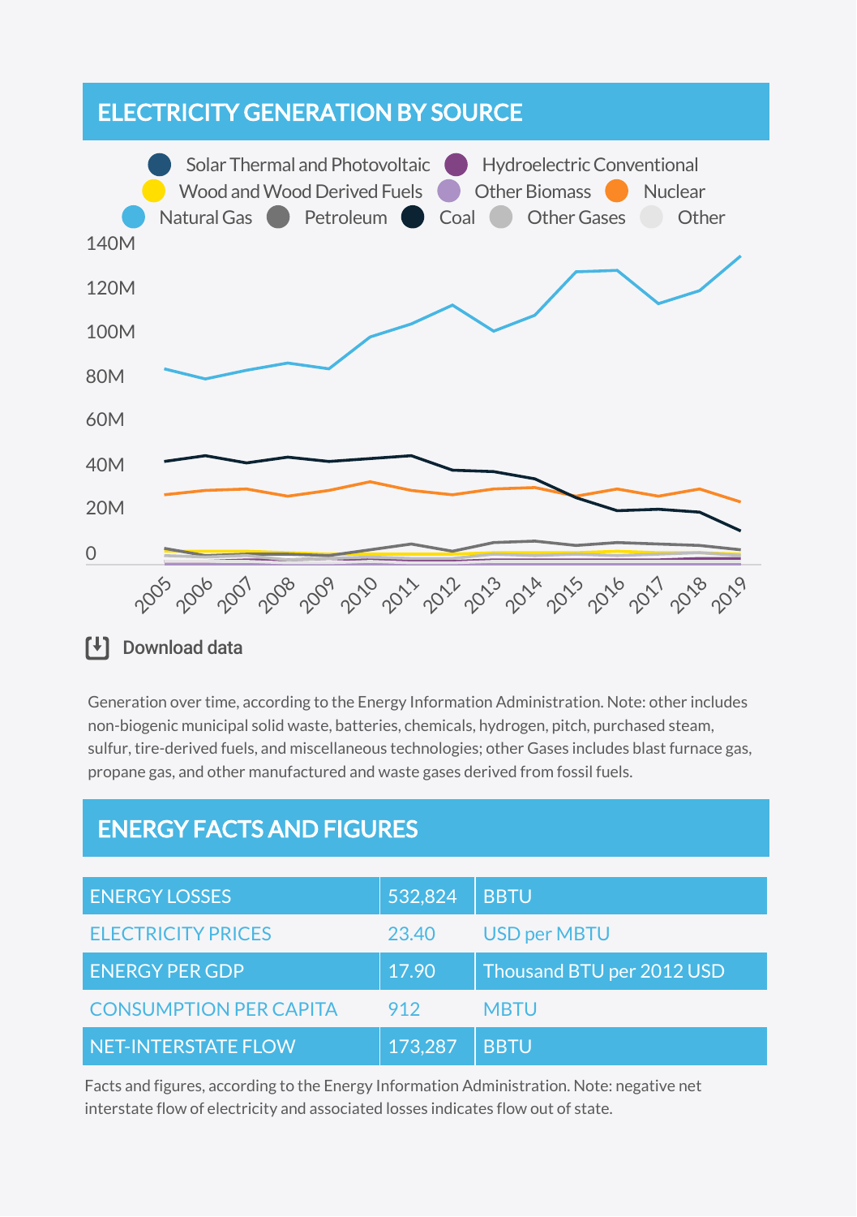## ELECTRICITY GENERATION BY SOURCE

Solar Thermal and Photovoltaic · Hydroelectric Conventional · Wood and Wood Derived Fuels · Other Biomass · Nuclear · Natural Gas · Petroleum · Coal · Other Gases · Other

Download data

Generation over time, according to the Energy Information Administration. Note: other includes non-biogenic municipal solid waste, batteries, chemicals, hydrogen, pitch, purchased steam, sulfur, tire-derived fuels, and miscellaneous technologies; other Gases includes blast furnace gas, propane gas, and other manufactured and waste gases derived from fossil fuels.

## ENERGY FACTS AND FIGURES

| | | |
|---|---|---|
| ENERGY LOSSES | 532,824 | BBTU |
| ELECTRICITY PRICES | 23.40 | USD per MBTU |
| ENERGY PER GDP | 17.90 | Thousand BTU per 2012 USD |
| CONSUMPTION PER CAPITA | 912 | MBTU |
| NET-INTERSTATE FLOW | 173,287 | BBTU |

Facts and figures, according to the Energy Information Administration. Note: negative net interstate flow of electricity and associated losses indicates flow out of state.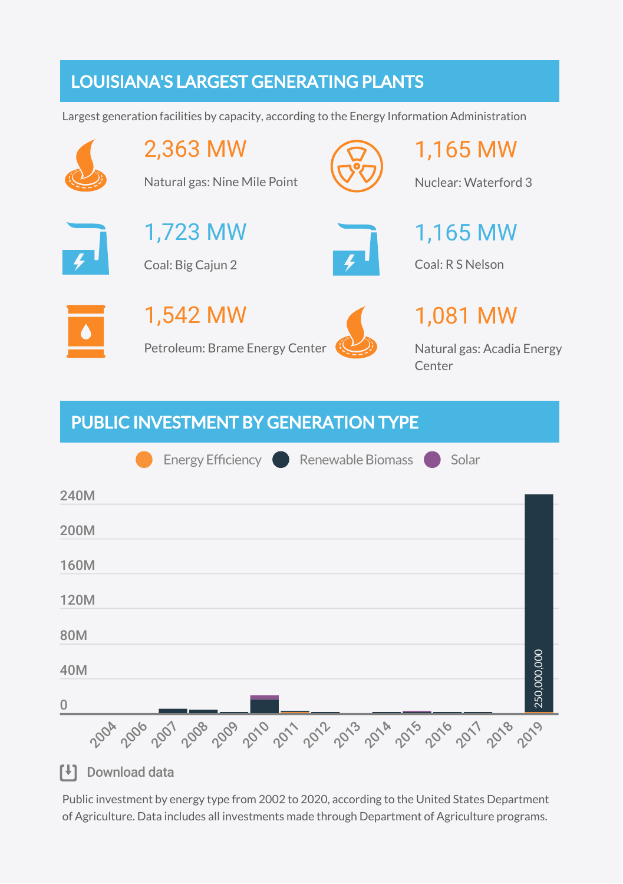## LOUISIANA'S LARGEST GENERATING PLANTS

Largest generation facilities by capacity, according to the Energy Information Administration

**2,363 MW**
Natural gas: Nine Mile Point

**1,165 MW**
Nuclear: Waterford 3

**1,723 MW**
Coal: Big Cajun 2

**1,165 MW**
Coal: R S Nelson

**1,542 MW**
Petroleum: Brame Energy Center

**1,081 MW**
Natural gas: Acadia Energy Center

## PUBLIC INVESTMENT BY GENERATION TYPE

Energy Efficiency · Renewable Biomass · Solar

240M
200M
160M
120M
80M
40M
0

2004 2006 2007 2008 2009 2010 2011 2012 2013 2014 2015 2016 2017 2018 2019

250,000,000

Download data

Public investment by energy type from 2002 to 2020, according to the United States Department of Agriculture. Data includes all investments made through Department of Agriculture programs.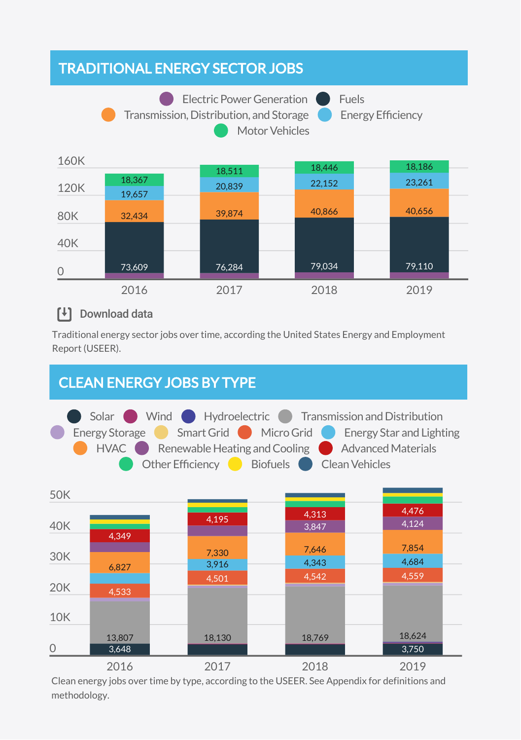## TRADITIONAL ENERGY SECTOR JOBS

Legend: Electric Power Generation, Fuels, Transmission, Distribution, and Storage, Energy Efficiency, Motor Vehicles

| | 2016 | 2017 | 2018 | 2019 |
|---|---|---|---|---|
| Motor Vehicles | 18,367 | 18,511 | 18,446 | 18,186 |
| Energy Efficiency | 19,657 | 20,839 | 22,152 | 23,261 |
| Transmission, Distribution, and Storage | 32,434 | 39,874 | 40,866 | 40,656 |
| Fuels | 73,609 | 76,284 | 79,034 | 79,110 |

Download data

Traditional energy sector jobs over time, according the United States Energy and Employment Report (USEER).

## CLEAN ENERGY JOBS BY TYPE

Legend: Solar, Wind, Hydroelectric, Transmission and Distribution, Energy Storage, Smart Grid, Micro Grid, Energy Star and Lighting, HVAC, Renewable Heating and Cooling, Advanced Materials, Other Efficiency, Biofuels, Clean Vehicles

| | 2016 | 2017 | 2018 | 2019 |
|---|---|---|---|---|
| Advanced Materials | 4,349 | 4,195 | 4,313 | 4,476 |
| Renewable Heating and Cooling | | | 3,847 | 4,124 |
| HVAC | 6,827 | 7,330 | 7,646 | 7,854 |
| Energy Star and Lighting | | 3,916 | 4,343 | 4,684 |
| Micro Grid | 4,533 | 4,501 | 4,542 | 4,559 |
| Transmission and Distribution | 13,807 | 18,130 | 18,769 | 18,624 |
| Solar | 3,648 | | | 3,750 |

Clean energy jobs over time by type, according to the USEER. See Appendix for definitions and methodology.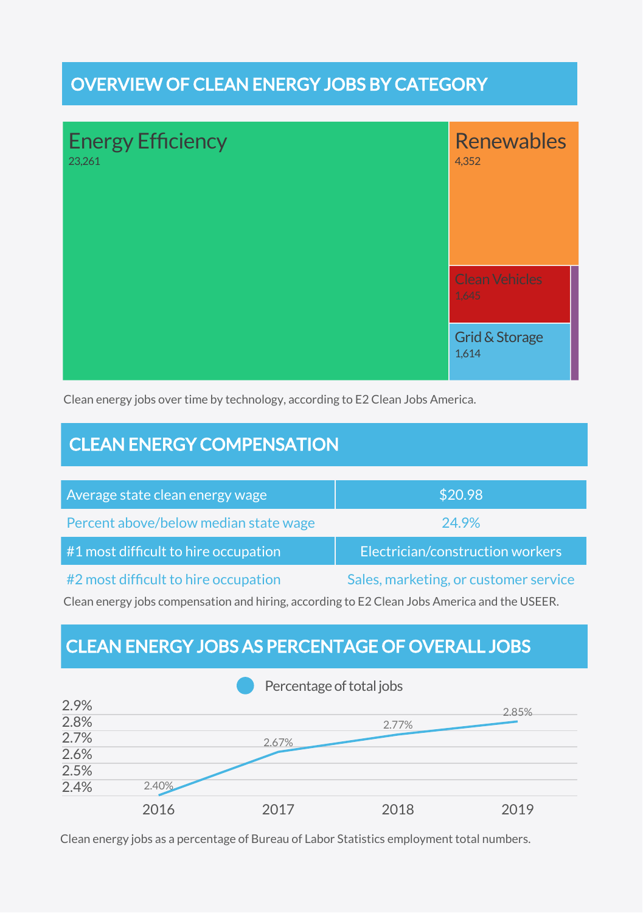## OVERVIEW OF CLEAN ENERGY JOBS BY CATEGORY

| Category | Jobs |
|---|---|
| Energy Efficiency | 23,261 |
| Renewables | 4,352 |
| Clean Vehicles | 1,645 |
| Grid & Storage | 1,614 |

Clean energy jobs over time by technology, according to E2 Clean Jobs America.

## CLEAN ENERGY COMPENSATION

| | |
|---|---|
| Average state clean energy wage | $20.98 |
| Percent above/below median state wage | 24.9% |
| #1 most difficult to hire occupation | Electrician/construction workers |
| #2 most difficult to hire occupation | Sales, marketing, or customer service |

Clean energy jobs compensation and hiring, according to E2 Clean Jobs America and the USEER.

## CLEAN ENERGY JOBS AS PERCENTAGE OF OVERALL JOBS

| Year | Percentage of total jobs |
|---|---|
| 2016 | 2.40% |
| 2017 | 2.67% |
| 2018 | 2.77% |
| 2019 | 2.85% |

Clean energy jobs as a percentage of Bureau of Labor Statistics employment total numbers.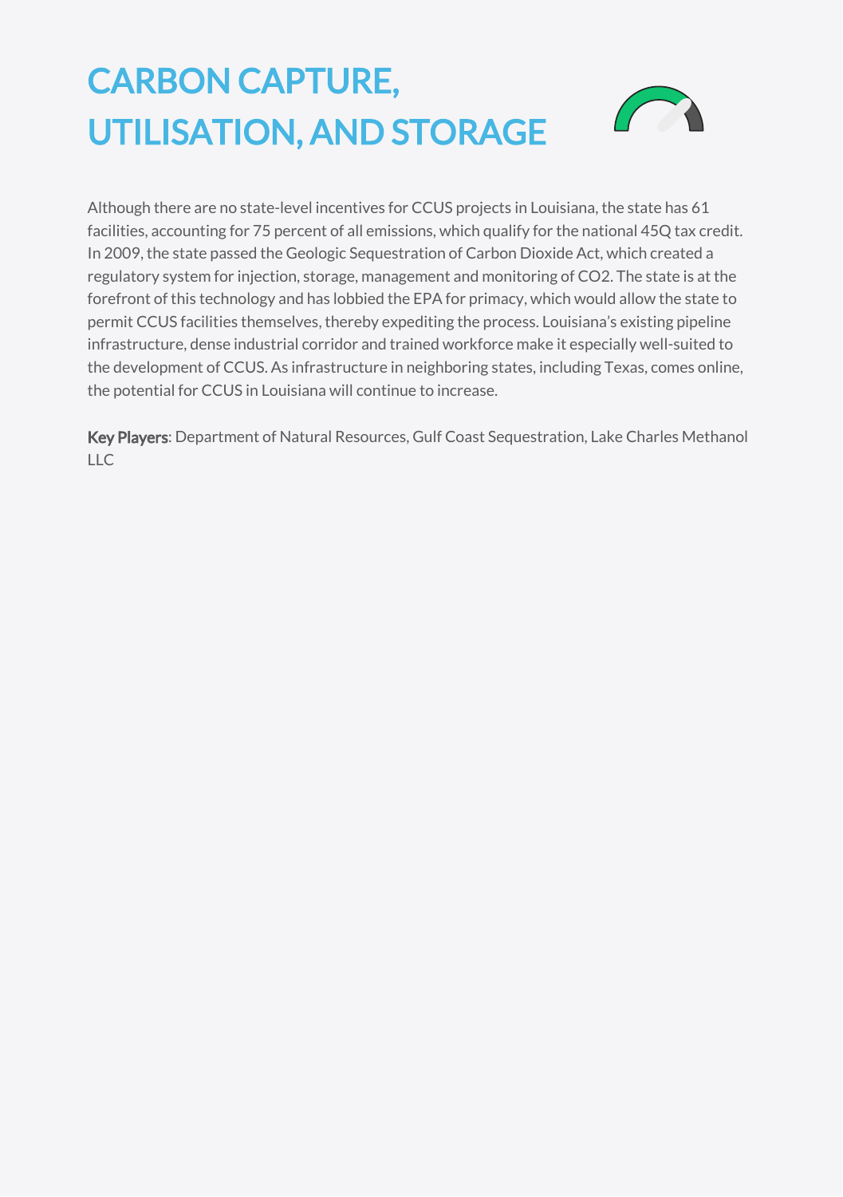# CARBON CAPTURE, UTILISATION, AND STORAGE

Although there are no state-level incentives for CCUS projects in Louisiana, the state has 61 facilities, accounting for 75 percent of all emissions, which qualify for the national 45Q tax credit. In 2009, the state passed the Geologic Sequestration of Carbon Dioxide Act, which created a regulatory system for injection, storage, management and monitoring of $CO_2$. The state is at the forefront of this technology and has lobbied the EPA for primacy, which would allow the state to permit CCUS facilities themselves, thereby expediting the process. Louisiana's existing pipeline infrastructure, dense industrial corridor and trained workforce make it especially well-suited to the development of CCUS. As infrastructure in neighboring states, including Texas, comes online, the potential for CCUS in Louisiana will continue to increase.

**Key Players**: Department of Natural Resources, Gulf Coast Sequestration, Lake Charles Methanol LLC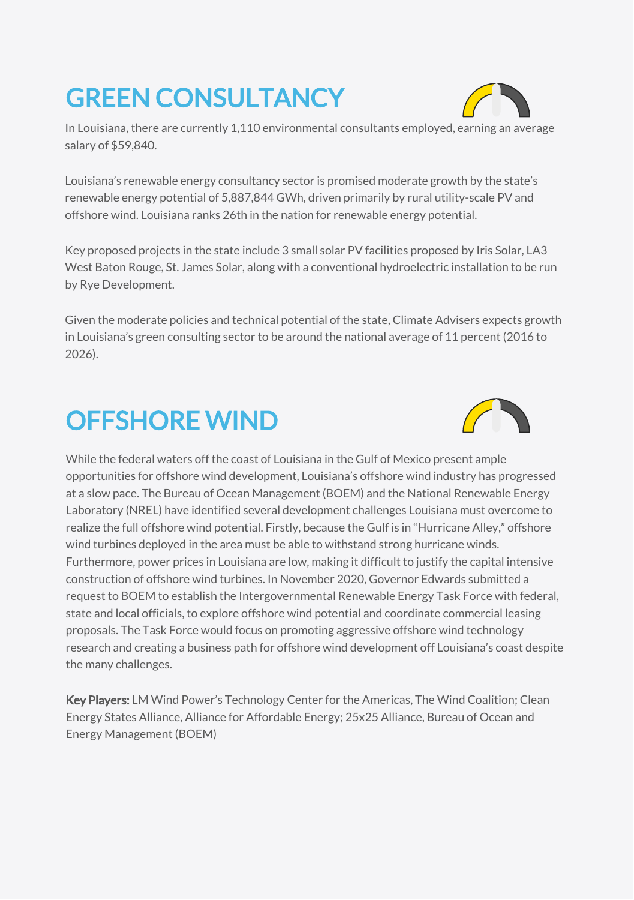# GREEN CONSULTANCY

In Louisiana, there are currently 1,110 environmental consultants employed, earning an average salary of $59,840.

Louisiana's renewable energy consultancy sector is promised moderate growth by the state's renewable energy potential of 5,887,844 GWh, driven primarily by rural utility-scale PV and offshore wind. Louisiana ranks 26th in the nation for renewable energy potential.

Key proposed projects in the state include 3 small solar PV facilities proposed by Iris Solar, LA3 West Baton Rouge, St. James Solar, along with a conventional hydroelectric installation to be run by Rye Development.

Given the moderate policies and technical potential of the state, Climate Advisers expects growth in Louisiana's green consulting sector to be around the national average of 11 percent (2016 to 2026).

# OFFSHORE WIND

While the federal waters off the coast of Louisiana in the Gulf of Mexico present ample opportunities for offshore wind development, Louisiana's offshore wind industry has progressed at a slow pace. The Bureau of Ocean Management (BOEM) and the National Renewable Energy Laboratory (NREL) have identified several development challenges Louisiana must overcome to realize the full offshore wind potential. Firstly, because the Gulf is in "Hurricane Alley," offshore wind turbines deployed in the area must be able to withstand strong hurricane winds. Furthermore, power prices in Louisiana are low, making it difficult to justify the capital intensive construction of offshore wind turbines. In November 2020, Governor Edwards submitted a request to BOEM to establish the Intergovernmental Renewable Energy Task Force with federal, state and local officials, to explore offshore wind potential and coordinate commercial leasing proposals. The Task Force would focus on promoting aggressive offshore wind technology research and creating a business path for offshore wind development off Louisiana's coast despite the many challenges.

**Key Players:** LM Wind Power's Technology Center for the Americas, The Wind Coalition; Clean Energy States Alliance, Alliance for Affordable Energy; 25x25 Alliance, Bureau of Ocean and Energy Management (BOEM)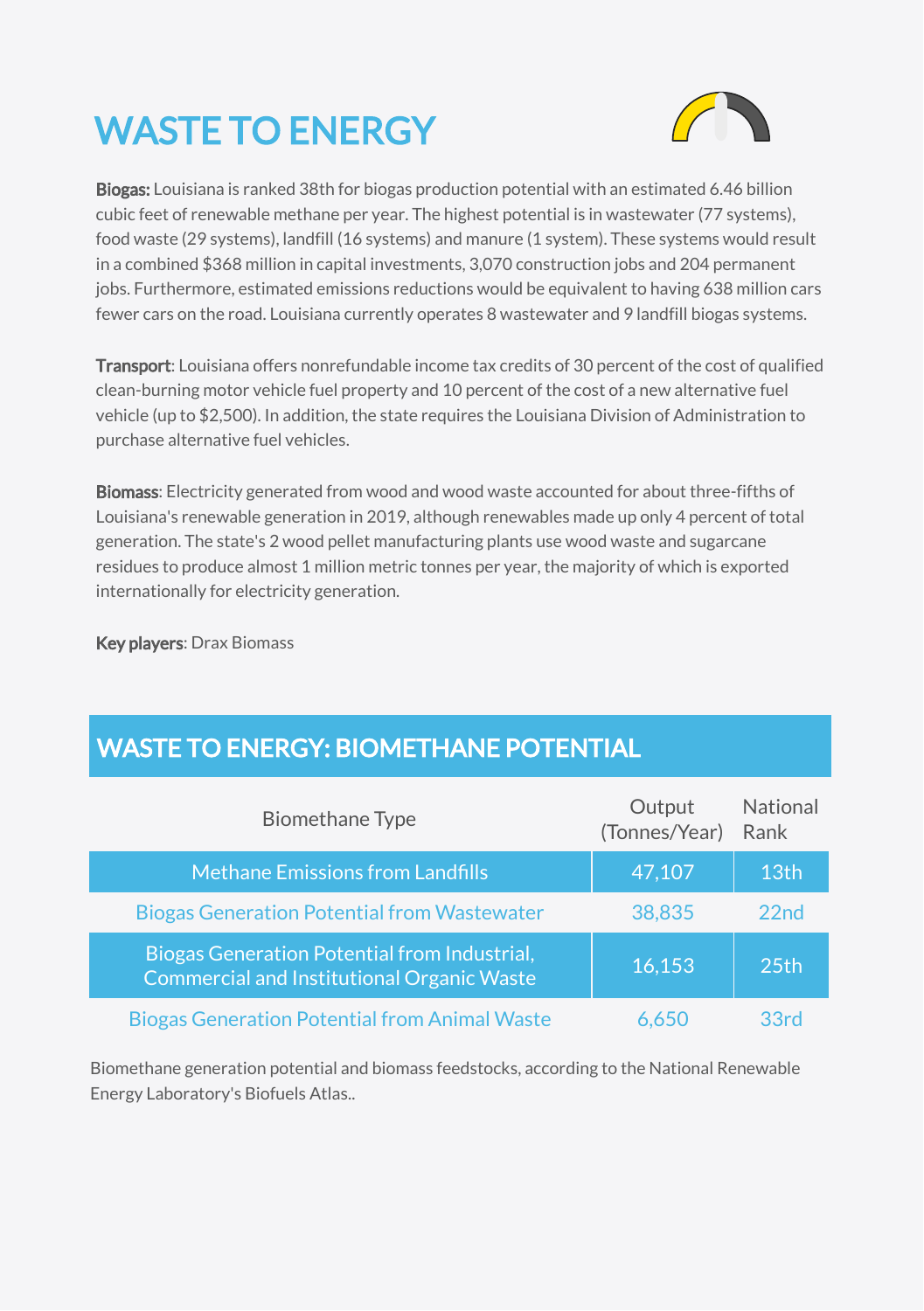# WASTE TO ENERGY

**Biogas:** Louisiana is ranked 38th for biogas production potential with an estimated 6.46 billion cubic feet of renewable methane per year. The highest potential is in wastewater (77 systems), food waste (29 systems), landfill (16 systems) and manure (1 system). These systems would result in a combined $368 million in capital investments, 3,070 construction jobs and 204 permanent jobs. Furthermore, estimated emissions reductions would be equivalent to having 638 million cars fewer cars on the road. Louisiana currently operates 8 wastewater and 9 landfill biogas systems.

**Transport**: Louisiana offers nonrefundable income tax credits of 30 percent of the cost of qualified clean-burning motor vehicle fuel property and 10 percent of the cost of a new alternative fuel vehicle (up to $2,500). In addition, the state requires the Louisiana Division of Administration to purchase alternative fuel vehicles.

**Biomass**: Electricity generated from wood and wood waste accounted for about three-fifths of Louisiana's renewable generation in 2019, although renewables made up only 4 percent of total generation. The state's 2 wood pellet manufacturing plants use wood waste and sugarcane residues to produce almost 1 million metric tonnes per year, the majority of which is exported internationally for electricity generation.

**Key players**: Drax Biomass

## WASTE TO ENERGY: BIOMETHANE POTENTIAL

| Biomethane Type | Output (Tonnes/Year) | National Rank |
|---|---|---|
| Methane Emissions from Landfills | 47,107 | 13th |
| Biogas Generation Potential from Wastewater | 38,835 | 22nd |
| Biogas Generation Potential from Industrial, Commercial and Institutional Organic Waste | 16,153 | 25th |
| Biogas Generation Potential from Animal Waste | 6,650 | 33rd |

Biomethane generation potential and biomass feedstocks, according to the National Renewable Energy Laboratory's Biofuels Atlas..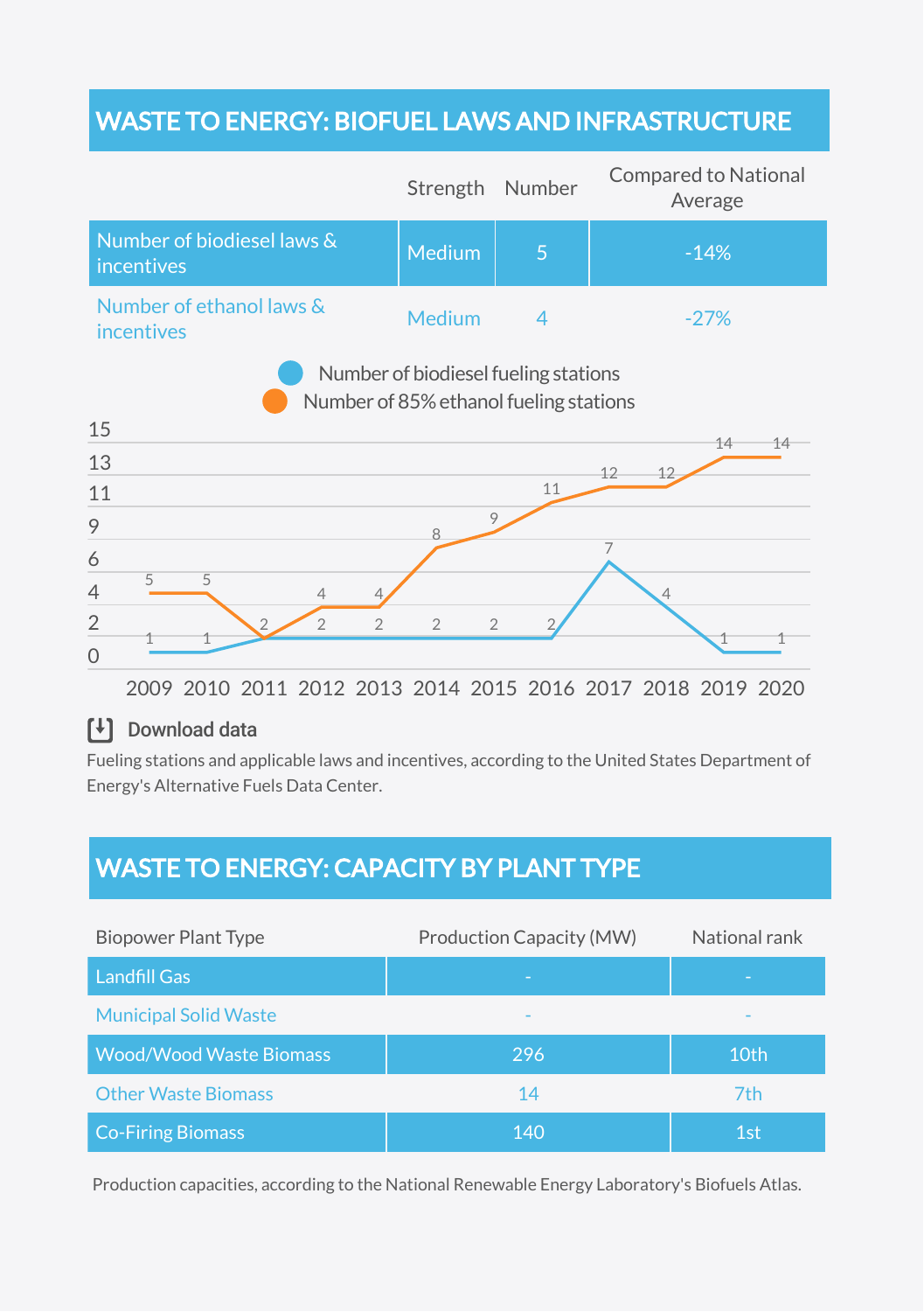## WASTE TO ENERGY: BIOFUEL LAWS AND INFRASTRUCTURE

| | Strength | Number | Compared to National Average |
|---|---|---|---|
| Number of biodiesel laws & incentives | Medium | 5 | -14% |
| Number of ethanol laws & incentives | Medium | 4 | -27% |

| Year | Number of biodiesel fueling stations | Number of 85% ethanol fueling stations |
|---|---|---|
| 2009 | 1 | 5 |
| 2010 | 1 | 5 |
| 2011 | 2 | 2 |
| 2012 | 2 | 4 |
| 2013 | 2 | 4 |
| 2014 | 2 | 8 |
| 2015 | 2 | 9 |
| 2016 | 2 | 11 |
| 2017 | 7 | 12 |
| 2018 | 4 | 12 |
| 2019 | 1 | 14 |
| 2020 | 1 | 14 |

Download data

Fueling stations and applicable laws and incentives, according to the United States Department of Energy's Alternative Fuels Data Center.

## WASTE TO ENERGY: CAPACITY BY PLANT TYPE

| Biopower Plant Type | Production Capacity (MW) | National rank |
|---|---|---|
| Landfill Gas | - | - |
| Municipal Solid Waste | - | - |
| Wood/Wood Waste Biomass | 296 | 10th |
| Other Waste Biomass | 14 | 7th |
| Co-Firing Biomass | 140 | 1st |

Production capacities, according to the National Renewable Energy Laboratory's Biofuels Atlas.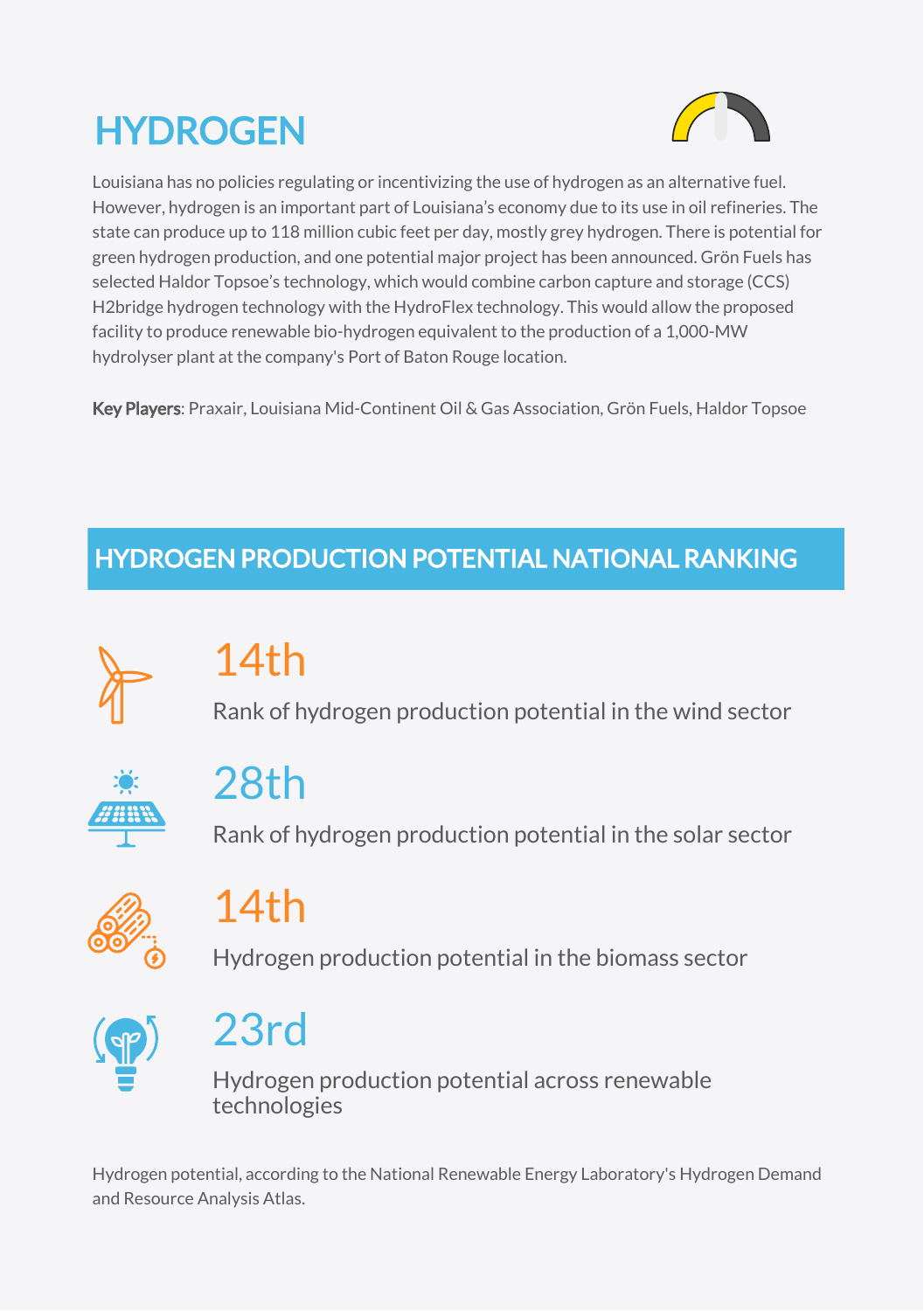# HYDROGEN

Louisiana has no policies regulating or incentivizing the use of hydrogen as an alternative fuel. However, hydrogen is an important part of Louisiana's economy due to its use in oil refineries. The state can produce up to 118 million cubic feet per day, mostly grey hydrogen. There is potential for green hydrogen production, and one potential major project has been announced. Grön Fuels has selected Haldor Topsoe's technology, which would combine carbon capture and storage (CCS) H2bridge hydrogen technology with the HydroFlex technology. This would allow the proposed facility to produce renewable bio-hydrogen equivalent to the production of a 1,000-MW hydrolyser plant at the company's Port of Baton Rouge location.

**Key Players**: Praxair, Louisiana Mid-Continent Oil & Gas Association, Grön Fuels, Haldor Topsoe

## HYDROGEN PRODUCTION POTENTIAL NATIONAL RANKING

**14th**

Rank of hydrogen production potential in the wind sector

**28th**

Rank of hydrogen production potential in the solar sector

**14th**

Hydrogen production potential in the biomass sector

**23rd**

Hydrogen production potential across renewable technologies

Hydrogen potential, according to the National Renewable Energy Laboratory's Hydrogen Demand and Resource Analysis Atlas.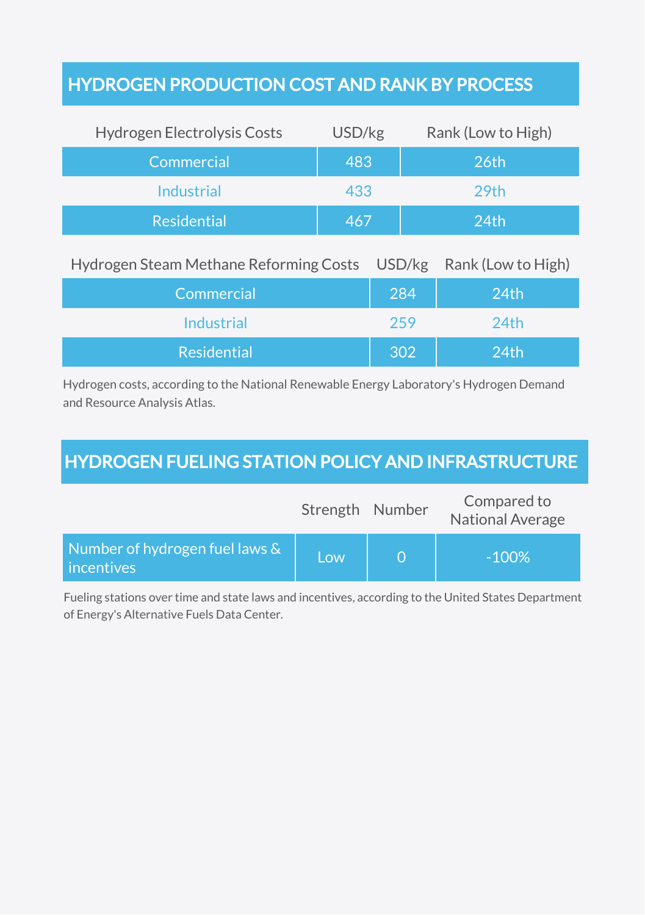## HYDROGEN PRODUCTION COST AND RANK BY PROCESS

| Hydrogen Electrolysis Costs | USD/kg | Rank (Low to High) |
|---|---|---|
| Commercial | 483 | 26th |
| Industrial | 433 | 29th |
| Residential | 467 | 24th |

| Hydrogen Steam Methane Reforming Costs | USD/kg | Rank (Low to High) |
|---|---|---|
| Commercial | 284 | 24th |
| Industrial | 259 | 24th |
| Residential | 302 | 24th |

Hydrogen costs, according to the National Renewable Energy Laboratory's Hydrogen Demand and Resource Analysis Atlas.

## HYDROGEN FUELING STATION POLICY AND INFRASTRUCTURE

| | Strength | Number | Compared to National Average |
|---|---|---|---|
| Number of hydrogen fuel laws & incentives | Low | 0 | -100% |

Fueling stations over time and state laws and incentives, according to the United States Department of Energy's Alternative Fuels Data Center.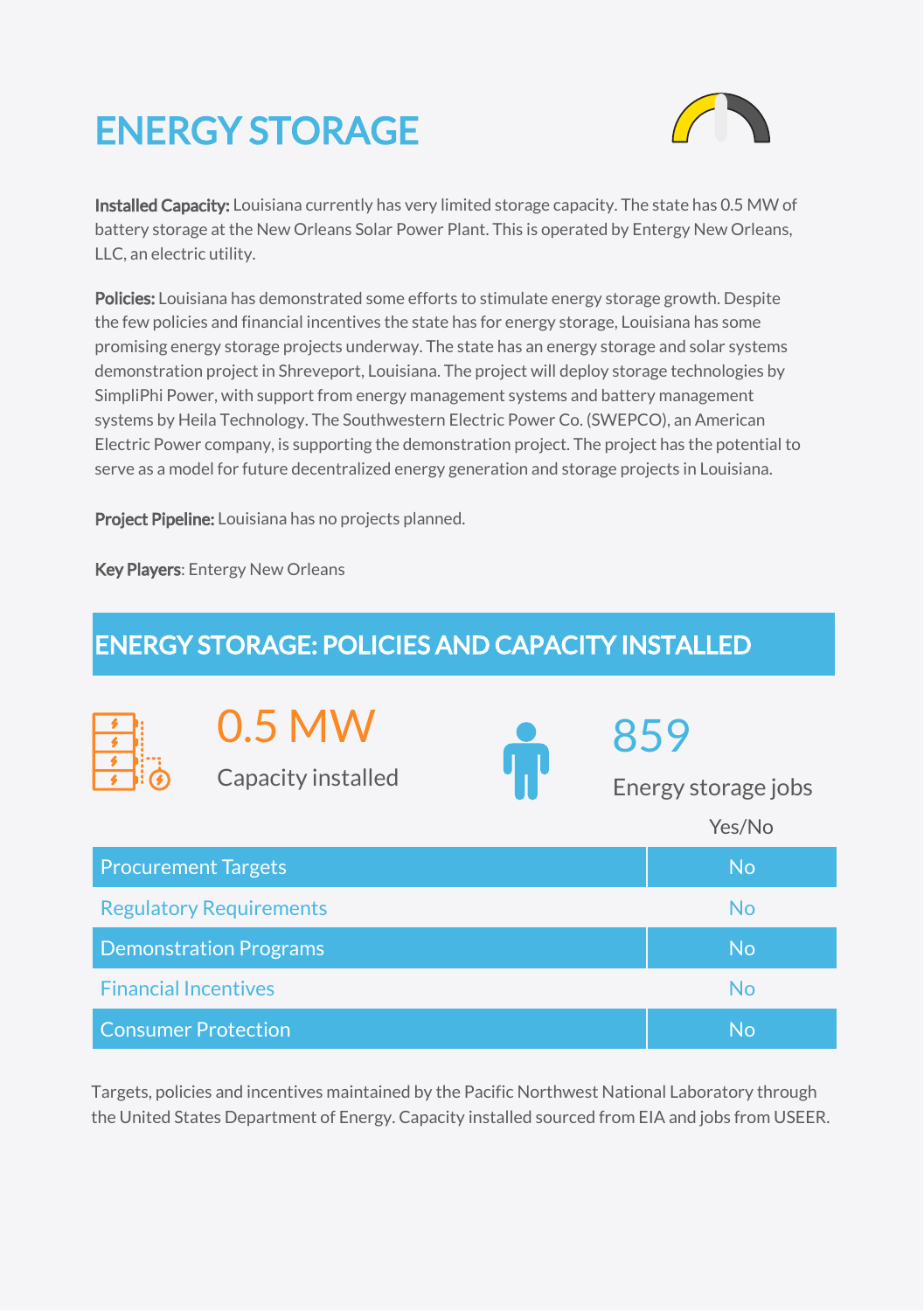# ENERGY STORAGE

**Installed Capacity:** Louisiana currently has very limited storage capacity. The state has 0.5 MW of battery storage at the New Orleans Solar Power Plant. This is operated by Entergy New Orleans, LLC, an electric utility.

**Policies:** Louisiana has demonstrated some efforts to stimulate energy storage growth. Despite the few policies and financial incentives the state has for energy storage, Louisiana has some promising energy storage projects underway. The state has an energy storage and solar systems demonstration project in Shreveport, Louisiana. The project will deploy storage technologies by SimpliPhi Power, with support from energy management systems and battery management systems by Heila Technology. The Southwestern Electric Power Co. (SWEPCO), an American Electric Power company, is supporting the demonstration project. The project has the potential to serve as a model for future decentralized energy generation and storage projects in Louisiana.

**Project Pipeline:** Louisiana has no projects planned.

**Key Players**: Entergy New Orleans

## ENERGY STORAGE: POLICIES AND CAPACITY INSTALLED

**0.5 MW**
Capacity installed

**859**
Energy storage jobs

| | Yes/No |
|---|---|
| Procurement Targets | No |
| Regulatory Requirements | No |
| Demonstration Programs | No |
| Financial Incentives | No |
| Consumer Protection | No |

Targets, policies and incentives maintained by the Pacific Northwest National Laboratory through the United States Department of Energy. Capacity installed sourced from EIA and jobs from USEER.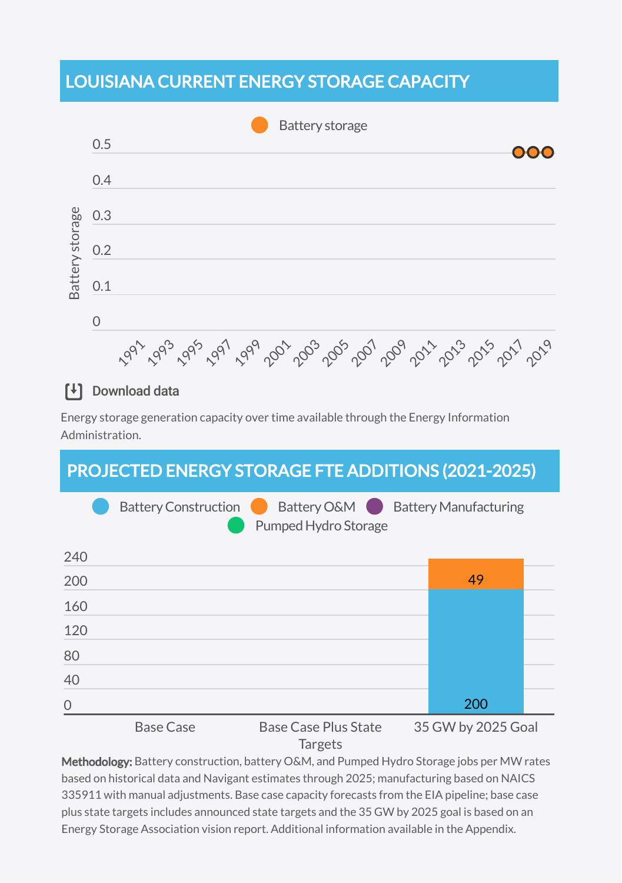## LOUISIANA CURRENT ENERGY STORAGE CAPACITY

Battery storage

| Year | Battery storage |
|---|---|
| 2017 | 0.5 |
| 2018 | 0.5 |
| 2019 | 0.5 |

Download data

Energy storage generation capacity over time available through the Energy Information Administration.

## PROJECTED ENERGY STORAGE FTE ADDITIONS (2021-2025)

Battery Construction, Battery O&M, Battery Manufacturing, Pumped Hydro Storage

| Scenario | Battery Construction | Battery O&M |
|---|---|---|
| Base Case | | |
| Base Case Plus State Targets | | |
| 35 GW by 2025 Goal | 200 | 49 |

**Methodology:** Battery construction, battery O&M, and Pumped Hydro Storage jobs per MW rates based on historical data and Navigant estimates through 2025; manufacturing based on NAICS 335911 with manual adjustments. Base case capacity forecasts from the EIA pipeline; base case plus state targets includes announced state targets and the 35 GW by 2025 goal is based on an Energy Storage Association vision report. Additional information available in the Appendix.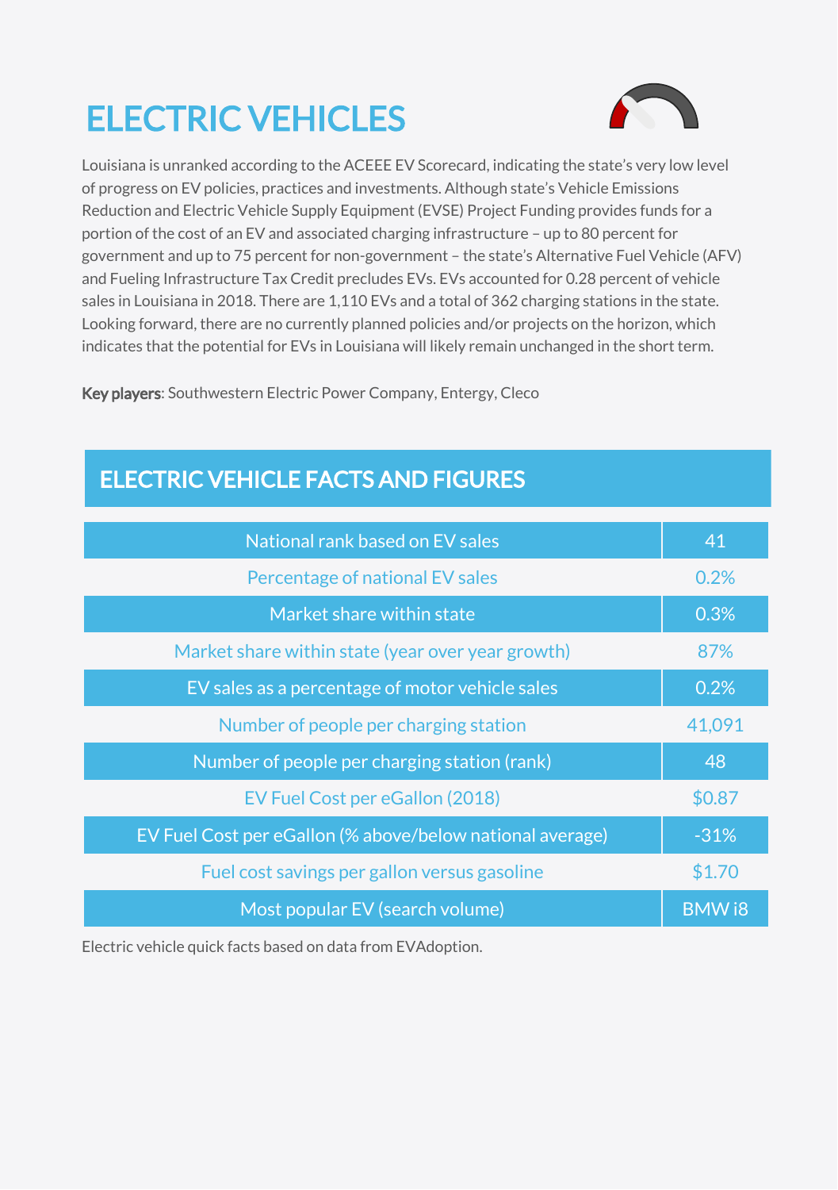# ELECTRIC VEHICLES

Louisiana is unranked according to the ACEEE EV Scorecard, indicating the state's very low level of progress on EV policies, practices and investments. Although state's Vehicle Emissions Reduction and Electric Vehicle Supply Equipment (EVSE) Project Funding provides funds for a portion of the cost of an EV and associated charging infrastructure – up to 80 percent for government and up to 75 percent for non-government – the state's Alternative Fuel Vehicle (AFV) and Fueling Infrastructure Tax Credit precludes EVs. EVs accounted for 0.28 percent of vehicle sales in Louisiana in 2018. There are 1,110 EVs and a total of 362 charging stations in the state. Looking forward, there are no currently planned policies and/or projects on the horizon, which indicates that the potential for EVs in Louisiana will likely remain unchanged in the short term.

**Key players**: Southwestern Electric Power Company, Entergy, Cleco

## ELECTRIC VEHICLE FACTS AND FIGURES

| | |
|---|---|
| National rank based on EV sales | 41 |
| Percentage of national EV sales | 0.2% |
| Market share within state | 0.3% |
| Market share within state (year over year growth) | 87% |
| EV sales as a percentage of motor vehicle sales | 0.2% |
| Number of people per charging station | 41,091 |
| Number of people per charging station (rank) | 48 |
| EV Fuel Cost per eGallon (2018) | $0.87 |
| EV Fuel Cost per eGallon (% above/below national average) | -31% |
| Fuel cost savings per gallon versus gasoline | $1.70 |
| Most popular EV (search volume) | BMW i8 |

Electric vehicle quick facts based on data from EVAdoption.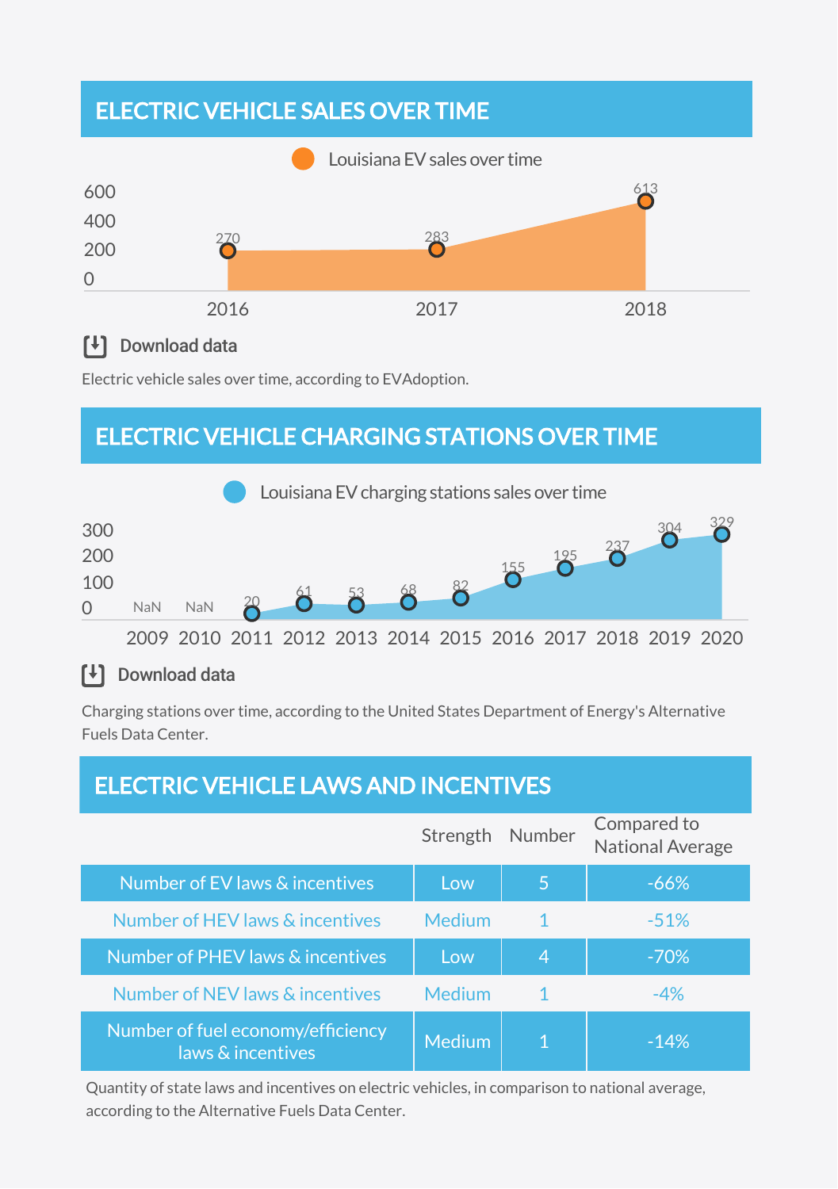## ELECTRIC VEHICLE SALES OVER TIME

Louisiana EV sales over time

| Year | EV sales |
|---|---|
| 2016 | 270 |
| 2017 | 283 |
| 2018 | 613 |

Download data

Electric vehicle sales over time, according to EVAdoption.

## ELECTRIC VEHICLE CHARGING STATIONS OVER TIME

Louisiana EV charging stations sales over time

| Year | Charging stations |
|---|---|
| 2009 | NaN |
| 2010 | NaN |
| 2011 | 20 |
| 2012 | 61 |
| 2013 | 53 |
| 2014 | 68 |
| 2015 | 82 |
| 2016 | 155 |
| 2017 | 195 |
| 2018 | 237 |
| 2019 | 304 |
| 2020 | 329 |

Download data

Charging stations over time, according to the United States Department of Energy's Alternative Fuels Data Center.

## ELECTRIC VEHICLE LAWS AND INCENTIVES

| | Strength | Number | Compared to National Average |
|---|---|---|---|
| Number of EV laws & incentives | Low | 5 | -66% |
| Number of HEV laws & incentives | Medium | 1 | -51% |
| Number of PHEV laws & incentives | Low | 4 | -70% |
| Number of NEV laws & incentives | Medium | 1 | -4% |
| Number of fuel economy/efficiency laws & incentives | Medium | 1 | -14% |

Quantity of state laws and incentives on electric vehicles, in comparison to national average, according to the Alternative Fuels Data Center.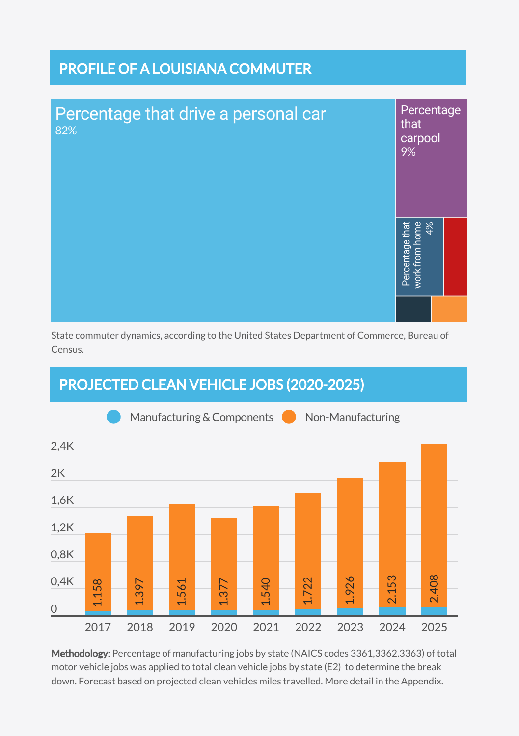## PROFILE OF A LOUISIANA COMMUTER

| Commuter type | Share |
|---|---|
| Percentage that drive a personal car | 82% |
| Percentage that carpool | 9% |
| Percentage that work from home | 4% |

State commuter dynamics, according to the United States Department of Commerce, Bureau of Census.

## PROJECTED CLEAN VEHICLE JOBS (2020-2025)

Manufacturing & Components | Non-Manufacturing

| Year | Total |
|---|---|
| 2017 | 1.158 |
| 2018 | 1.397 |
| 2019 | 1.561 |
| 2020 | 1.377 |
| 2021 | 1.540 |
| 2022 | 1.722 |
| 2023 | 1.926 |
| 2024 | 2.153 |
| 2025 | 2.408 |

**Methodology:** Percentage of manufacturing jobs by state (NAICS codes 3361,3362,3363) of total motor vehicle jobs was applied to total clean vehicle jobs by state (E2) to determine the break down. Forecast based on projected clean vehicles miles travelled. More detail in the Appendix.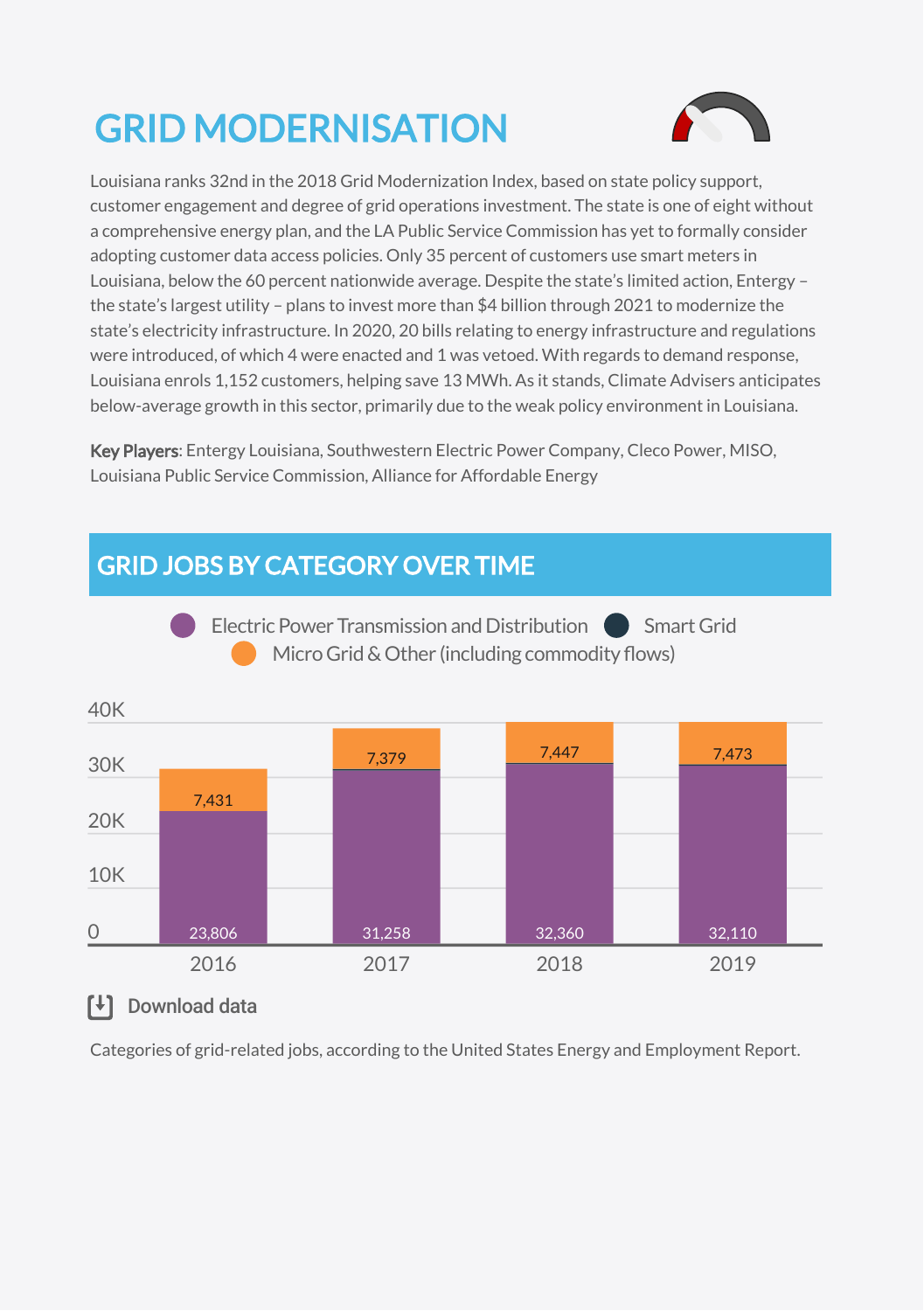# GRID MODERNISATION

Louisiana ranks 32nd in the 2018 Grid Modernization Index, based on state policy support, customer engagement and degree of grid operations investment. The state is one of eight without a comprehensive energy plan, and the LA Public Service Commission has yet to formally consider adopting customer data access policies. Only 35 percent of customers use smart meters in Louisiana, below the 60 percent nationwide average. Despite the state's limited action, Entergy – the state's largest utility – plans to invest more than $4 billion through 2021 to modernize the state's electricity infrastructure. In 2020, 20 bills relating to energy infrastructure and regulations were introduced, of which 4 were enacted and 1 was vetoed. With regards to demand response, Louisiana enrols 1,152 customers, helping save 13 MWh. As it stands, Climate Advisers anticipates below-average growth in this sector, primarily due to the weak policy environment in Louisiana.

**Key Players**: Entergy Louisiana, Southwestern Electric Power Company, Cleco Power, MISO, Louisiana Public Service Commission, Alliance for Affordable Energy

## GRID JOBS BY CATEGORY OVER TIME

| Year | Electric Power Transmission and Distribution | Smart Grid | Micro Grid & Other (including commodity flows) |
|---|---|---|---|
| 2016 | 23,806 | | 7,431 |
| 2017 | 31,258 | | 7,379 |
| 2018 | 32,360 | | 7,447 |
| 2019 | 32,110 | | 7,473 |

Download data

Categories of grid-related jobs, according to the United States Energy and Employment Report.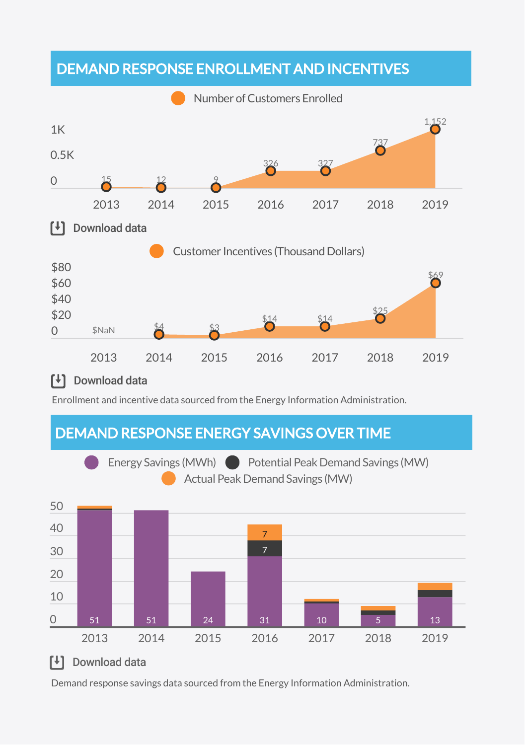## DEMAND RESPONSE ENROLLMENT AND INCENTIVES

Number of Customers Enrolled

| Year | Number of Customers Enrolled |
|---|---|
| 2013 | 15 |
| 2014 | 12 |
| 2015 | 9 |
| 2016 | 326 |
| 2017 | 327 |
| 2018 | 737 |
| 2019 | 1,152 |

Download data

Customer Incentives (Thousand Dollars)

| Year | Customer Incentives (Thousand Dollars) |
|---|---|
| 2013 | $NaN |
| 2014 | $4 |
| 2015 | $3 |
| 2016 | $14 |
| 2017 | $14 |
| 2018 | $25 |
| 2019 | $69 |

Download data

Enrollment and incentive data sourced from the Energy Information Administration.

## DEMAND RESPONSE ENERGY SAVINGS OVER TIME

Energy Savings (MWh) | Potential Peak Demand Savings (MW) | Actual Peak Demand Savings (MW)

| Year | Energy Savings (MWh) | Potential Peak Demand Savings (MW) | Actual Peak Demand Savings (MW) |
|---|---|---|---|
| 2013 | 51 | | |
| 2014 | 51 | | |
| 2015 | 24 | | |
| 2016 | 31 | 7 | 7 |
| 2017 | 10 | | |
| 2018 | 5 | | |
| 2019 | 13 | | |

Download data

Demand response savings data sourced from the Energy Information Administration.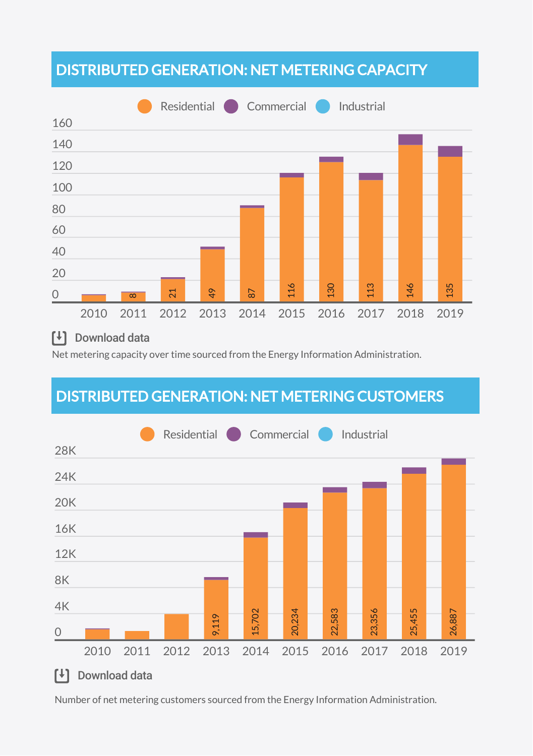## DISTRIBUTED GENERATION: NET METERING CAPACITY

Residential | Commercial | Industrial

| Year | Residential |
| --- | --- |
| 2010 | |
| 2011 | 8 |
| 2012 | 21 |
| 2013 | 49 |
| 2014 | 87 |
| 2015 | 116 |
| 2016 | 130 |
| 2017 | 113 |
| 2018 | 146 |
| 2019 | 135 |

Download data

Net metering capacity over time sourced from the Energy Information Administration.

## DISTRIBUTED GENERATION: NET METERING CUSTOMERS

Residential | Commercial | Industrial

| Year | Residential |
| --- | --- |
| 2010 | |
| 2011 | |
| 2012 | |
| 2013 | 9,119 |
| 2014 | 15,702 |
| 2015 | 20,234 |
| 2016 | 22,583 |
| 2017 | 23,356 |
| 2018 | 25,455 |
| 2019 | 26,887 |

Download data

Number of net metering customers sourced from the Energy Information Administration.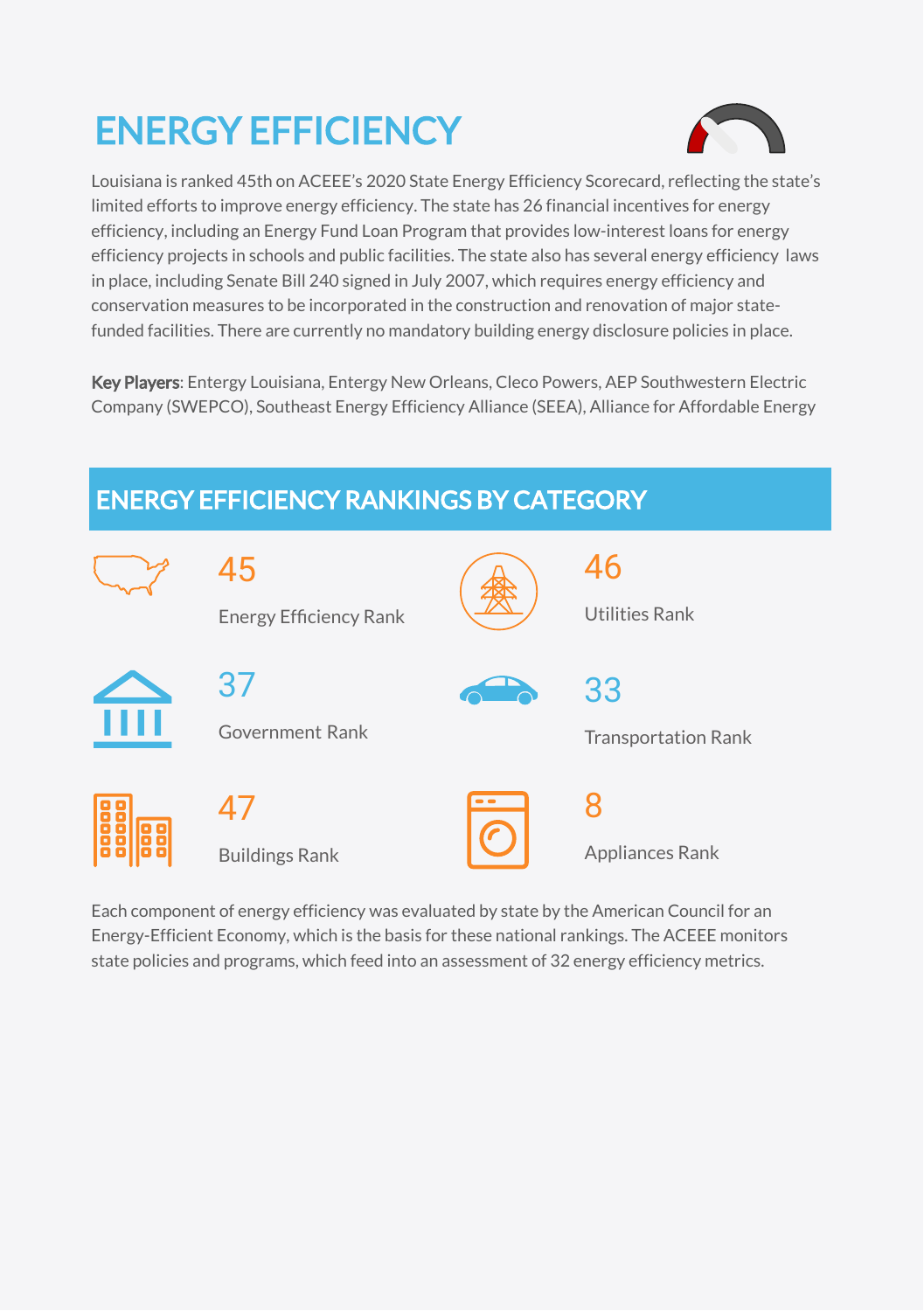# ENERGY EFFICIENCY

Louisiana is ranked 45th on ACEEE's 2020 State Energy Efficiency Scorecard, reflecting the state's limited efforts to improve energy efficiency. The state has 26 financial incentives for energy efficiency, including an Energy Fund Loan Program that provides low-interest loans for energy efficiency projects in schools and public facilities. The state also has several energy efficiency laws in place, including Senate Bill 240 signed in July 2007, which requires energy efficiency and conservation measures to be incorporated in the construction and renovation of major state-funded facilities. There are currently no mandatory building energy disclosure policies in place.

**Key Players**: Entergy Louisiana, Entergy New Orleans, Cleco Powers, AEP Southwestern Electric Company (SWEPCO), Southeast Energy Efficiency Alliance (SEEA), Alliance for Affordable Energy

## ENERGY EFFICIENCY RANKINGS BY CATEGORY

45

Energy Efficiency Rank

46

Utilities Rank

37

Government Rank

33

Transportation Rank

47

Buildings Rank

8

Appliances Rank

Each component of energy efficiency was evaluated by state by the American Council for an Energy-Efficient Economy, which is the basis for these national rankings. The ACEEE monitors state policies and programs, which feed into an assessment of 32 energy efficiency metrics.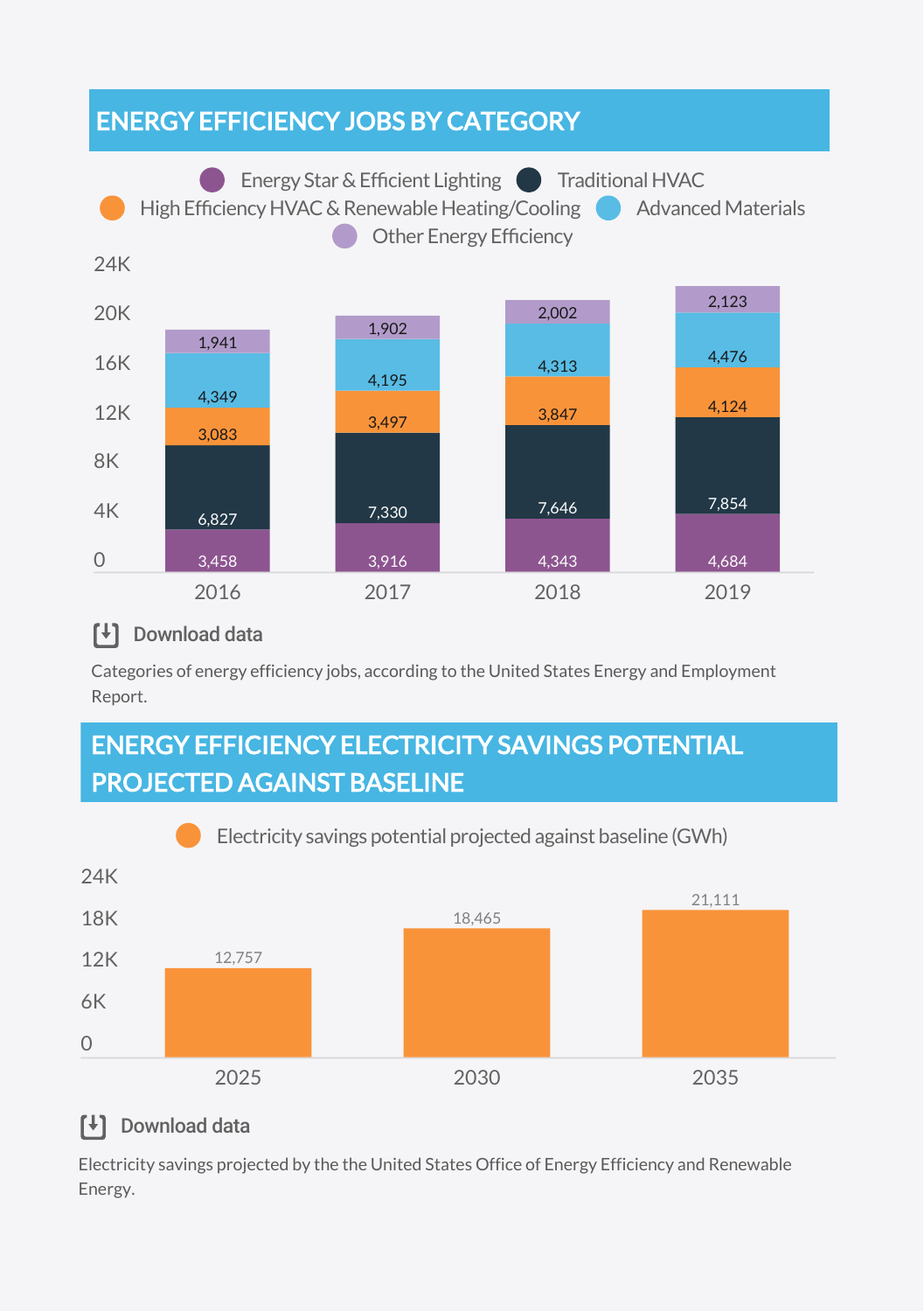## ENERGY EFFICIENCY JOBS BY CATEGORY

| Year | Energy Star & Efficient Lighting | Traditional HVAC | High Efficiency HVAC & Renewable Heating/Cooling | Advanced Materials | Other Energy Efficiency |
|---|---|---|---|---|---|
| 2016 | 3,458 | 6,827 | 3,083 | 4,349 | 1,941 |
| 2017 | 3,916 | 7,330 | 3,497 | 4,195 | 1,902 |
| 2018 | 4,343 | 7,646 | 3,847 | 4,313 | 2,002 |
| 2019 | 4,684 | 7,854 | 4,124 | 4,476 | 2,123 |

Download data

Categories of energy efficiency jobs, according to the United States Energy and Employment Report.

## ENERGY EFFICIENCY ELECTRICITY SAVINGS POTENTIAL PROJECTED AGAINST BASELINE

| Year | Electricity savings potential projected against baseline (GWh) |
|---|---|
| 2025 | 12,757 |
| 2030 | 18,465 |
| 2035 | 21,111 |

Download data

Electricity savings projected by the the United States Office of Energy Efficiency and Renewable Energy.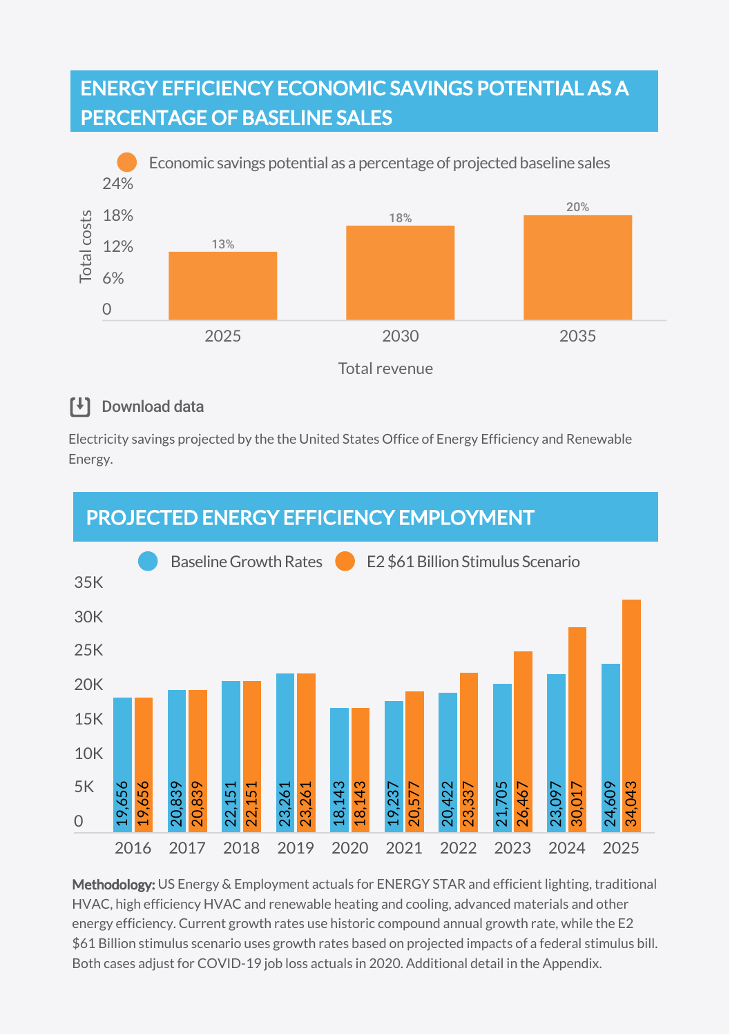## ENERGY EFFICIENCY ECONOMIC SAVINGS POTENTIAL AS A PERCENTAGE OF BASELINE SALES

Economic savings potential as a percentage of projected baseline sales

24%
18%
12%
6%
0

Total costs

13%
18%
20%

2025
2030
2035

Total revenue

Download data

Electricity savings projected by the the United States Office of Energy Efficiency and Renewable Energy.

## PROJECTED ENERGY EFFICIENCY EMPLOYMENT

Baseline Growth Rates
E2 $61 Billion Stimulus Scenario

35K
30K
25K
20K
15K
10K
5K
0

19,656
19,656
20,839
20,839
22,151
22,151
23,261
23,261
18,143
18,143
19,237
20,577
20,422
23,337
21,705
26,467
23,097
30,017
24,609
34,043

2016
2017
2018
2019
2020
2021
2022
2023
2024
2025

**Methodology:** US Energy & Employment actuals for ENERGY STAR and efficient lighting, traditional HVAC, high efficiency HVAC and renewable heating and cooling, advanced materials and other energy efficiency. Current growth rates use historic compound annual growth rate, while the E2 $61 Billion stimulus scenario uses growth rates based on projected impacts of a federal stimulus bill. Both cases adjust for COVID-19 job loss actuals in 2020. Additional detail in the Appendix.